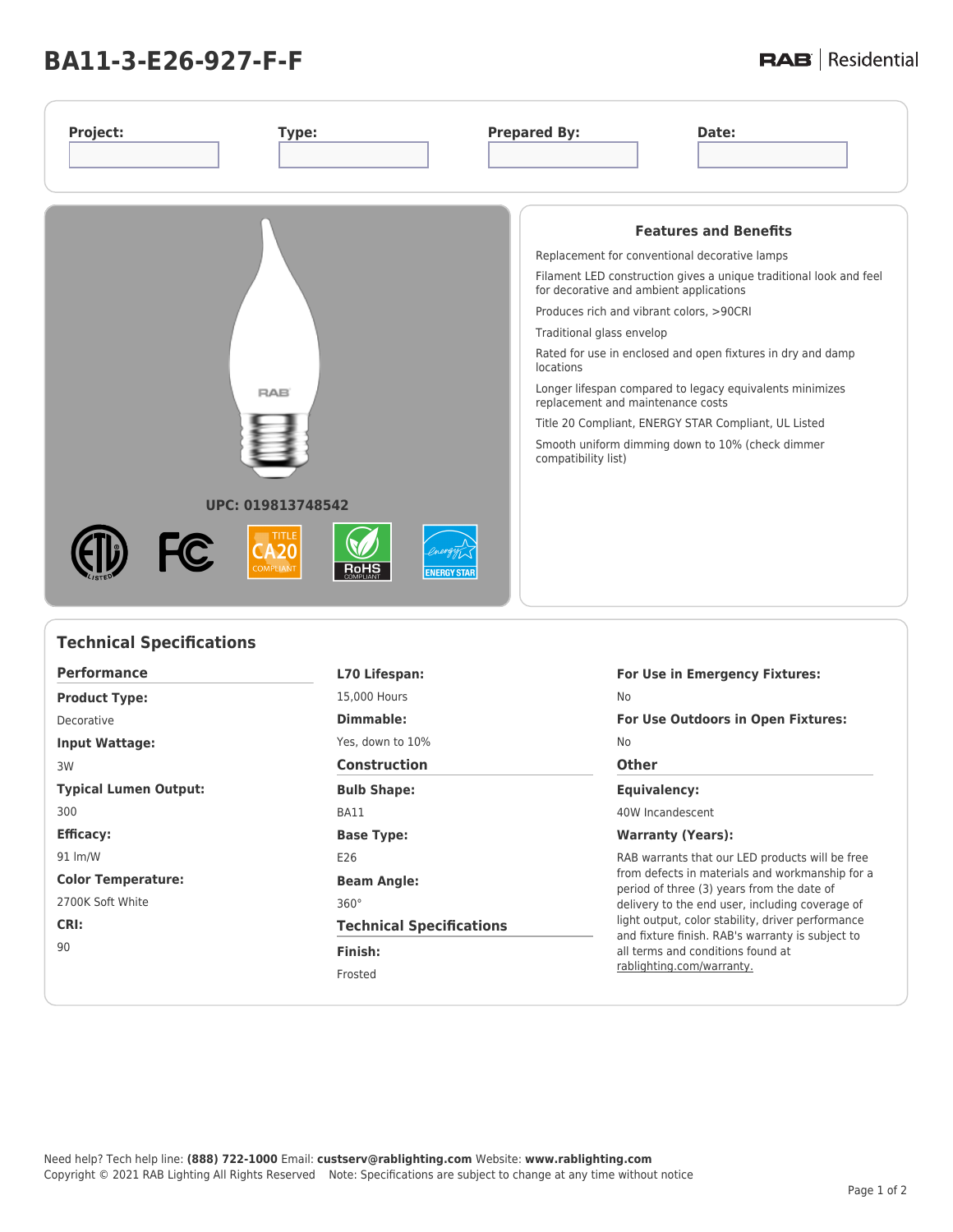# BA11-3-E26-927-F-F

RAB | Residential

**Project:** | **Type:** | **Prepared By:** | **Date:**

UPC: 019813748542

## Features and Benefits

- Replacement for conventional decorative lamps
- Filament LED construction gives a unique traditional look and feel for decorative and ambient applications
- Produces rich and vibrant colors, >90CRI
- Traditional glass envelop
- Rated for use in enclosed and open fixtures in dry and damp locations
- Longer lifespan compared to legacy equivalents minimizes replacement and maintenance costs
- Title 20 Compliant, ENERGY STAR Compliant, UL Listed
- Smooth uniform dimming down to 10% (check dimmer compatibility list)

## Technical Specifications

### Performance

**Product Type:**

Decorative

**Input Wattage:**

3W

**Typical Lumen Output:**

300

**Efficacy:**

91 lm/W

**Color Temperature:**

2700K Soft White

**CRI:**

90

**L70 Lifespan:**

15,000 Hours

**Dimmable:**

Yes, down to 10%

### Construction

**Bulb Shape:**

BA11

**Base Type:**

E26

**Beam Angle:**

360°

### Technical Specifications

**Finish:**

Frosted

**For Use in Emergency Fixtures:**

No

**For Use Outdoors in Open Fixtures:**

No

### Other

**Equivalency:**

40W Incandescent

**Warranty (Years):**

RAB warrants that our LED products will be free from defects in materials and workmanship for a period of three (3) years from the date of delivery to the end user, including coverage of light output, color stability, driver performance and fixture finish. RAB's warranty is subject to all terms and conditions found at rablighting.com/warranty.

Need help? Tech help line: **(888) 722-1000** Email: **custserv@rablighting.com** Website: **www.rablighting.com**
Copyright © 2021 RAB Lighting All Rights Reserved Note: Specifications are subject to change at any time without notice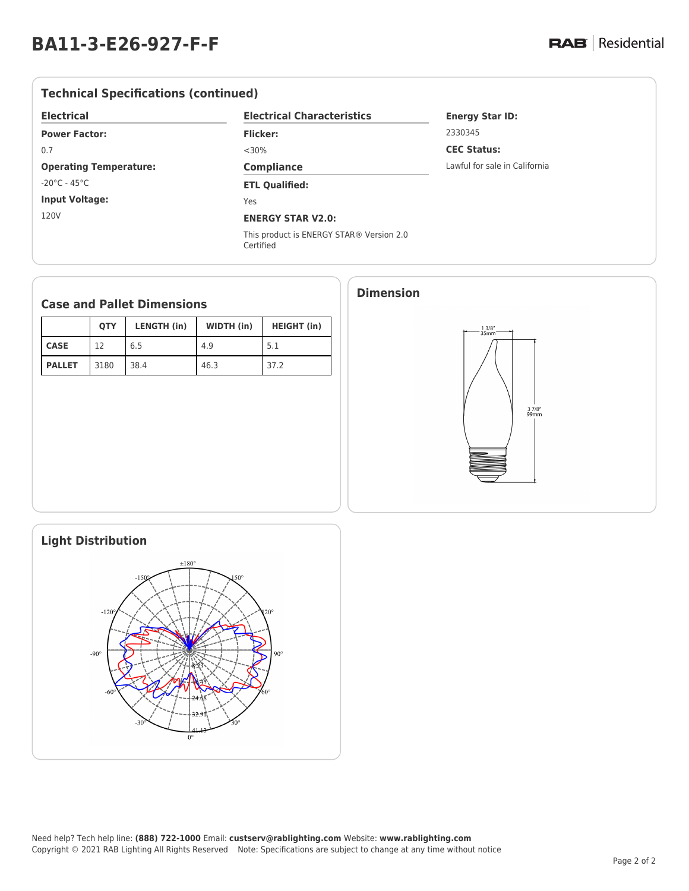# BA11-3-E26-927-F-F

RAB | Residential

## Technical Specifications (continued)

### Electrical

**Power Factor:**

0.7

**Operating Temperature:**

-20°C - 45°C

**Input Voltage:**

120V

### Electrical Characteristics

**Flicker:**

<30%

### Compliance

**ETL Qualified:**

Yes

**ENERGY STAR V2.0:**

This product is ENERGY STAR® Version 2.0 Certified

**Energy Star ID:**

2330345

**CEC Status:**

Lawful for sale in California

## Case and Pallet Dimensions

| | QTY | LENGTH (in) | WIDTH (in) | HEIGHT (in) |
|---|---|---|---|---|
| CASE | 12 | 6.5 | 4.9 | 5.1 |
| PALLET | 3180 | 38.4 | 46.3 | 37.2 |

## Dimension

1 3/8"
35mm

3 7/8"
99mm

## Light Distribution

±180°
-150°
150°
-120°
120°
-90°
90°
-60°
60°
-30°
30°
0°
8.23
16.45
24.68
32.91
41.13

Need help? Tech help line: **(888) 722-1000** Email: **custserv@rablighting.com** Website: **www.rablighting.com**
Copyright © 2021 RAB Lighting All Rights Reserved Note: Specifications are subject to change at any time without notice